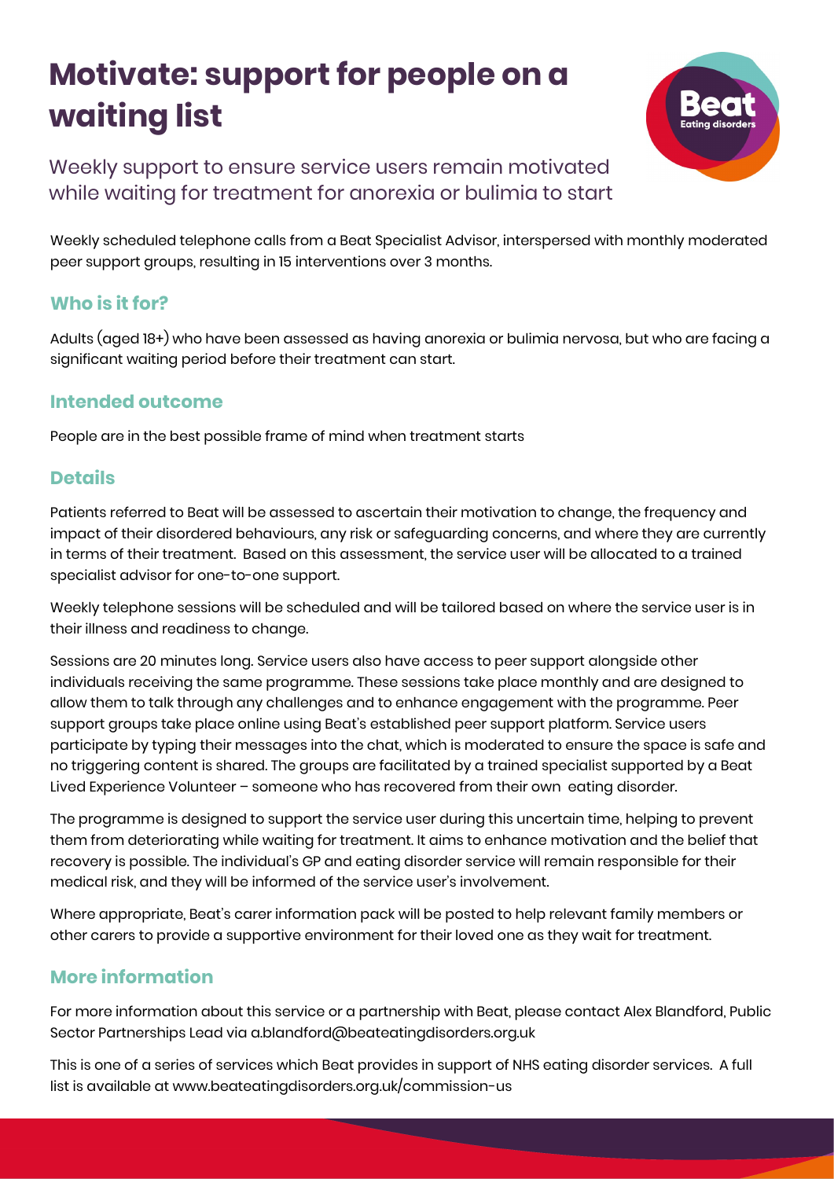# Motivate: support for people on a waiting list

Weekly support to ensure service users remain motivated while waiting for treatment for anorexia or bulimia to start

Weekly scheduled telephone calls from a Beat Specialist Advisor, interspersed with monthly moderated peer support groups, resulting in 15 interventions over 3 months.

## Who is it for?

Adults (aged 18+) who have been assessed as having anorexia or bulimia nervosa, but who are facing a significant waiting period before their treatment can start.

## Intended outcome

People are in the best possible frame of mind when treatment starts

## Details

Patients referred to Beat will be assessed to ascertain their motivation to change, the frequency and impact of their disordered behaviours, any risk or safeguarding concerns, and where they are currently in terms of their treatment. Based on this assessment, the service user will be allocated to a trained specialist advisor for one-to-one support.

Weekly telephone sessions will be scheduled and will be tailored based on where the service user is in their illness and readiness to change.

Sessions are 20 minutes long. Service users also have access to peer support alongside other individuals receiving the same programme. These sessions take place monthly and are designed to allow them to talk through any challenges and to enhance engagement with the programme. Peer support groups take place online using Beat's established peer support platform. Service users participate by typing their messages into the chat, which is moderated to ensure the space is safe and no triggering content is shared. The groups are facilitated by a trained specialist supported by a Beat Lived Experience Volunteer – someone who has recovered from their own eating disorder.

The programme is designed to support the service user during this uncertain time, helping to prevent them from deteriorating while waiting for treatment. It aims to enhance motivation and the belief that recovery is possible. The individual's GP and eating disorder service will remain responsible for their medical risk, and they will be informed of the service user's involvement.

Where appropriate, Beat's carer information pack will be posted to help relevant family members or other carers to provide a supportive environment for their loved one as they wait for treatment.

## More information

For more information about this service or a partnership with Beat, please contact Alex Blandford, Public Sector Partnerships Lead via a.blandford@beateatingdisorders.org.uk

This is one of a series of services which Beat provides in support of NHS eating disorder services. A full list is available at www.beateatingdisorders.org.uk/commission-us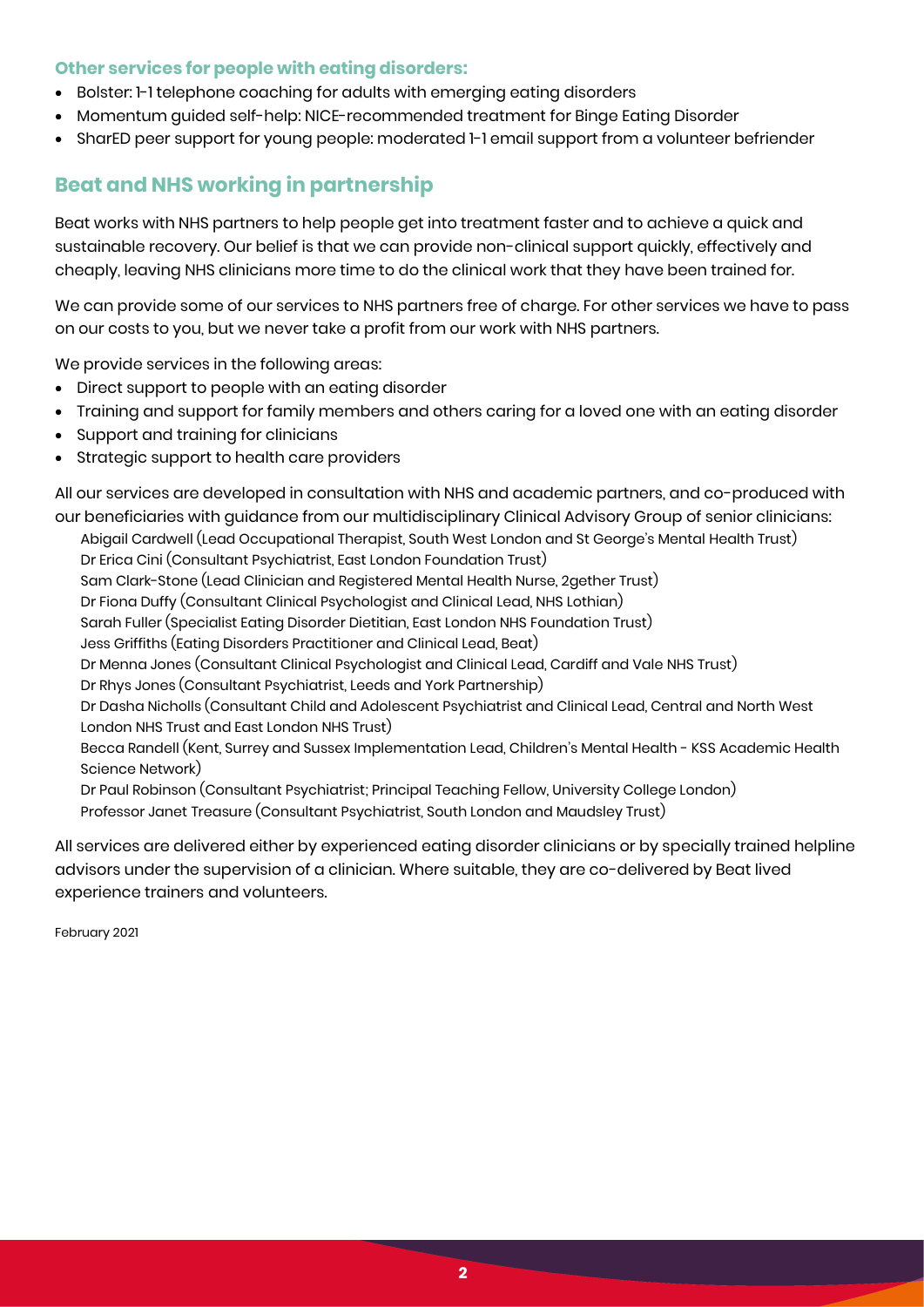### Other services for people with eating disorders:

- Bolster: 1-1 telephone coaching for adults with emerging eating disorders
- Momentum guided self-help: NICE-recommended treatment for Binge Eating Disorder
- SharED peer support for young people: moderated 1-1 email support from a volunteer befriender

## Beat and NHS working in partnership

Beat works with NHS partners to help people get into treatment faster and to achieve a quick and sustainable recovery. Our belief is that we can provide non-clinical support quickly, effectively and cheaply, leaving NHS clinicians more time to do the clinical work that they have been trained for.

We can provide some of our services to NHS partners free of charge. For other services we have to pass on our costs to you, but we never take a profit from our work with NHS partners.

We provide services in the following areas:

- Direct support to people with an eating disorder
- Training and support for family members and others caring for a loved one with an eating disorder
- Support and training for clinicians
- Strategic support to health care providers

All our services are developed in consultation with NHS and academic partners, and co-produced with our beneficiaries with guidance from our multidisciplinary Clinical Advisory Group of senior clinicians:

Abigail Cardwell (Lead Occupational Therapist, South West London and St George's Mental Health Trust)
Dr Erica Cini (Consultant Psychiatrist, East London Foundation Trust)
Sam Clark-Stone (Lead Clinician and Registered Mental Health Nurse, 2gether Trust)
Dr Fiona Duffy (Consultant Clinical Psychologist and Clinical Lead, NHS Lothian)
Sarah Fuller (Specialist Eating Disorder Dietitian, East London NHS Foundation Trust)
Jess Griffiths (Eating Disorders Practitioner and Clinical Lead, Beat)
Dr Menna Jones (Consultant Clinical Psychologist and Clinical Lead, Cardiff and Vale NHS Trust)
Dr Rhys Jones (Consultant Psychiatrist, Leeds and York Partnership)
Dr Dasha Nicholls (Consultant Child and Adolescent Psychiatrist and Clinical Lead, Central and North West London NHS Trust and East London NHS Trust)
Becca Randell (Kent, Surrey and Sussex Implementation Lead, Children's Mental Health - KSS Academic Health Science Network)
Dr Paul Robinson (Consultant Psychiatrist; Principal Teaching Fellow, University College London)
Professor Janet Treasure (Consultant Psychiatrist, South London and Maudsley Trust)

All services are delivered either by experienced eating disorder clinicians or by specially trained helpline advisors under the supervision of a clinician. Where suitable, they are co-delivered by Beat lived experience trainers and volunteers.

February 2021